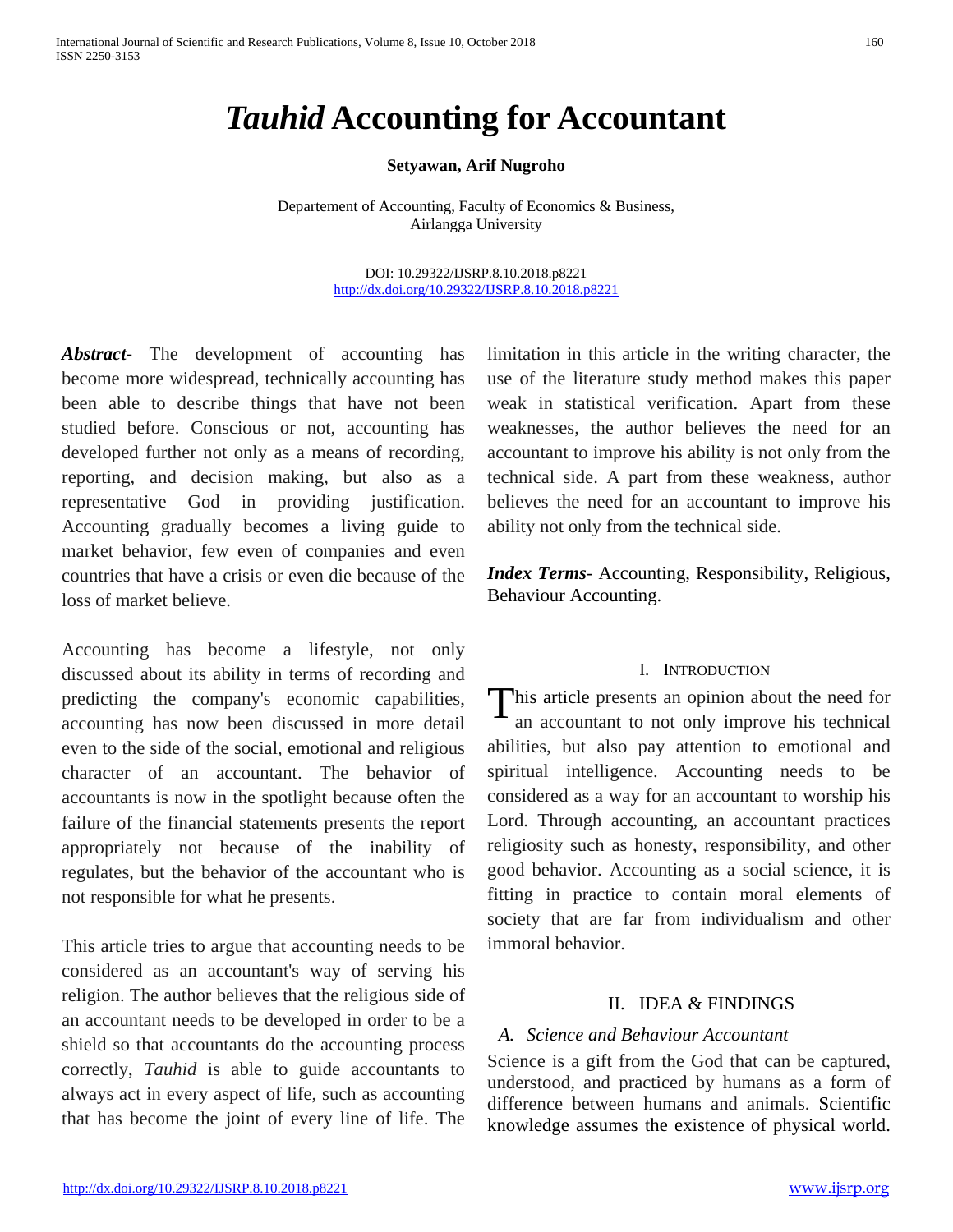# *Tauhid* Accounting for Accountant

**Setyawan, Arif Nugroho**

Departement of Accounting, Faculty of Economics & Business, Airlangga University

DOI: 10.29322/IJSRP.8.10.2018.p8221
http://dx.doi.org/10.29322/IJSRP.8.10.2018.p8221

***Abstract-*** The development of accounting has become more widespread, technically accounting has been able to describe things that have not been studied before. Conscious or not, accounting has developed further not only as a means of recording, reporting, and decision making, but also as a representative God in providing justification. Accounting gradually becomes a living guide to market behavior, few even of companies and even countries that have a crisis or even die because of the loss of market believe.

Accounting has become a lifestyle, not only discussed about its ability in terms of recording and predicting the company's economic capabilities, accounting has now been discussed in more detail even to the side of the social, emotional and religious character of an accountant. The behavior of accountants is now in the spotlight because often the failure of the financial statements presents the report appropriately not because of the inability of regulates, but the behavior of the accountant who is not responsible for what he presents.

This article tries to argue that accounting needs to be considered as an accountant's way of serving his religion. The author believes that the religious side of an accountant needs to be developed in order to be a shield so that accountants do the accounting process correctly, *Tauhid* is able to guide accountants to always act in every aspect of life, such as accounting that has become the joint of every line of life. The limitation in this article in the writing character, the use of the literature study method makes this paper weak in statistical verification. Apart from these weaknesses, the author believes the need for an accountant to improve his ability is not only from the technical side. A part from these weakness, author believes the need for an accountant to improve his ability not only from the technical side.

***Index Terms-*** Accounting, Responsibility, Religious, Behaviour Accounting.

## I. Introduction

This article presents an opinion about the need for an accountant to not only improve his technical abilities, but also pay attention to emotional and spiritual intelligence. Accounting needs to be considered as a way for an accountant to worship his Lord. Through accounting, an accountant practices religiosity such as honesty, responsibility, and other good behavior. Accounting as a social science, it is fitting in practice to contain moral elements of society that are far from individualism and other immoral behavior.

## II. IDEA & FINDINGS

### *A. Science and Behaviour Accountant*

Science is a gift from the God that can be captured, understood, and practiced by humans as a form of difference between humans and animals. Scientific knowledge assumes the existence of physical world.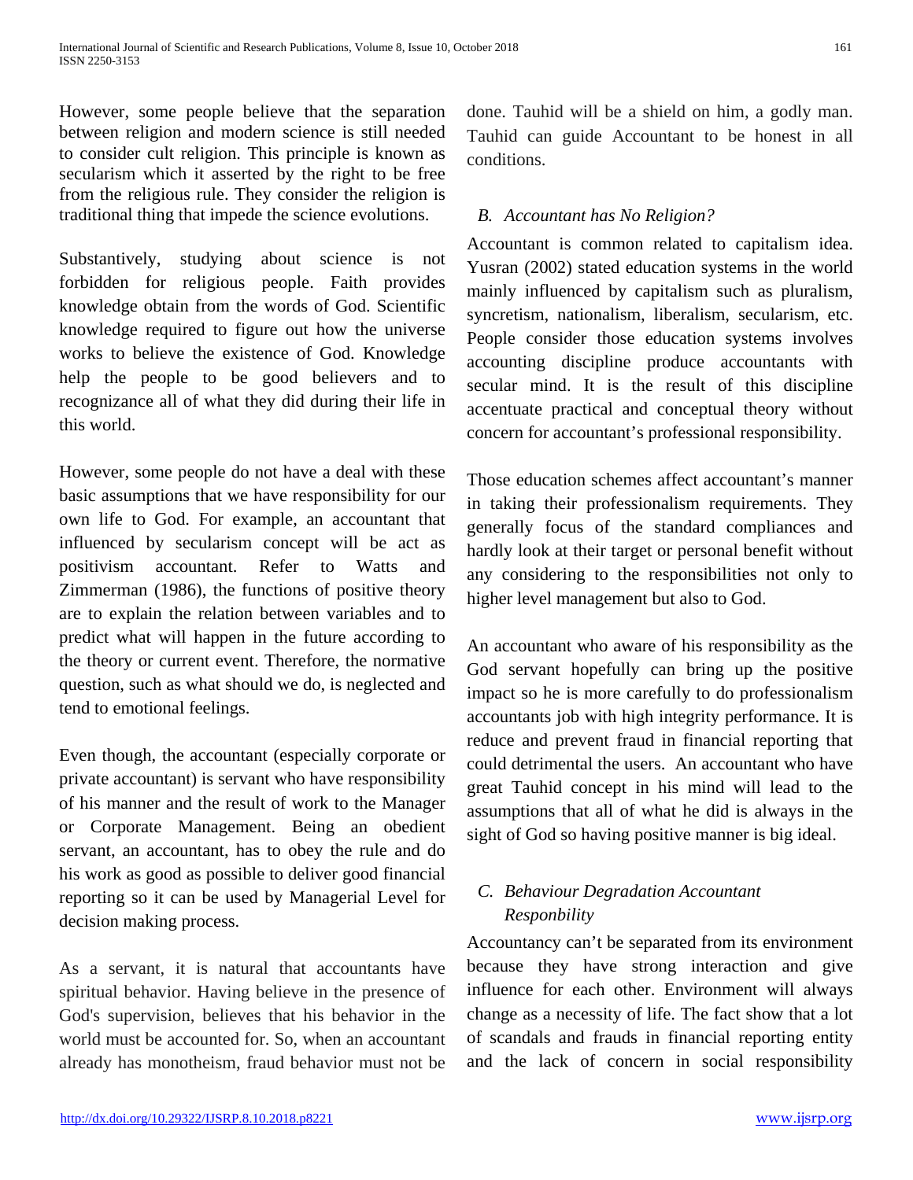However, some people believe that the separation between religion and modern science is still needed to consider cult religion. This principle is known as secularism which it asserted by the right to be free from the religious rule. They consider the religion is traditional thing that impede the science evolutions.

Substantively, studying about science is not forbidden for religious people. Faith provides knowledge obtain from the words of God. Scientific knowledge required to figure out how the universe works to believe the existence of God. Knowledge help the people to be good believers and to recognizance all of what they did during their life in this world.

However, some people do not have a deal with these basic assumptions that we have responsibility for our own life to God. For example, an accountant that influenced by secularism concept will be act as positivism accountant. Refer to Watts and Zimmerman (1986), the functions of positive theory are to explain the relation between variables and to predict what will happen in the future according to the theory or current event. Therefore, the normative question, such as what should we do, is neglected and tend to emotional feelings.

Even though, the accountant (especially corporate or private accountant) is servant who have responsibility of his manner and the result of work to the Manager or Corporate Management. Being an obedient servant, an accountant, has to obey the rule and do his work as good as possible to deliver good financial reporting so it can be used by Managerial Level for decision making process.

As a servant, it is natural that accountants have spiritual behavior. Having believe in the presence of God's supervision, believes that his behavior in the world must be accounted for. So, when an accountant already has monotheism, fraud behavior must not be done. Tauhid will be a shield on him, a godly man. Tauhid can guide Accountant to be honest in all conditions.

### *B. Accountant has No Religion?*

Accountant is common related to capitalism idea. Yusran (2002) stated education systems in the world mainly influenced by capitalism such as pluralism, syncretism, nationalism, liberalism, secularism, etc. People consider those education systems involves accounting discipline produce accountants with secular mind. It is the result of this discipline accentuate practical and conceptual theory without concern for accountant's professional responsibility.

Those education schemes affect accountant's manner in taking their professionalism requirements. They generally focus of the standard compliances and hardly look at their target or personal benefit without any considering to the responsibilities not only to higher level management but also to God.

An accountant who aware of his responsibility as the God servant hopefully can bring up the positive impact so he is more carefully to do professionalism accountants job with high integrity performance. It is reduce and prevent fraud in financial reporting that could detrimental the users. An accountant who have great Tauhid concept in his mind will lead to the assumptions that all of what he did is always in the sight of God so having positive manner is big ideal.

### *C. Behaviour Degradation Accountant Responbility*

Accountancy can't be separated from its environment because they have strong interaction and give influence for each other. Environment will always change as a necessity of life. The fact show that a lot of scandals and frauds in financial reporting entity and the lack of concern in social responsibility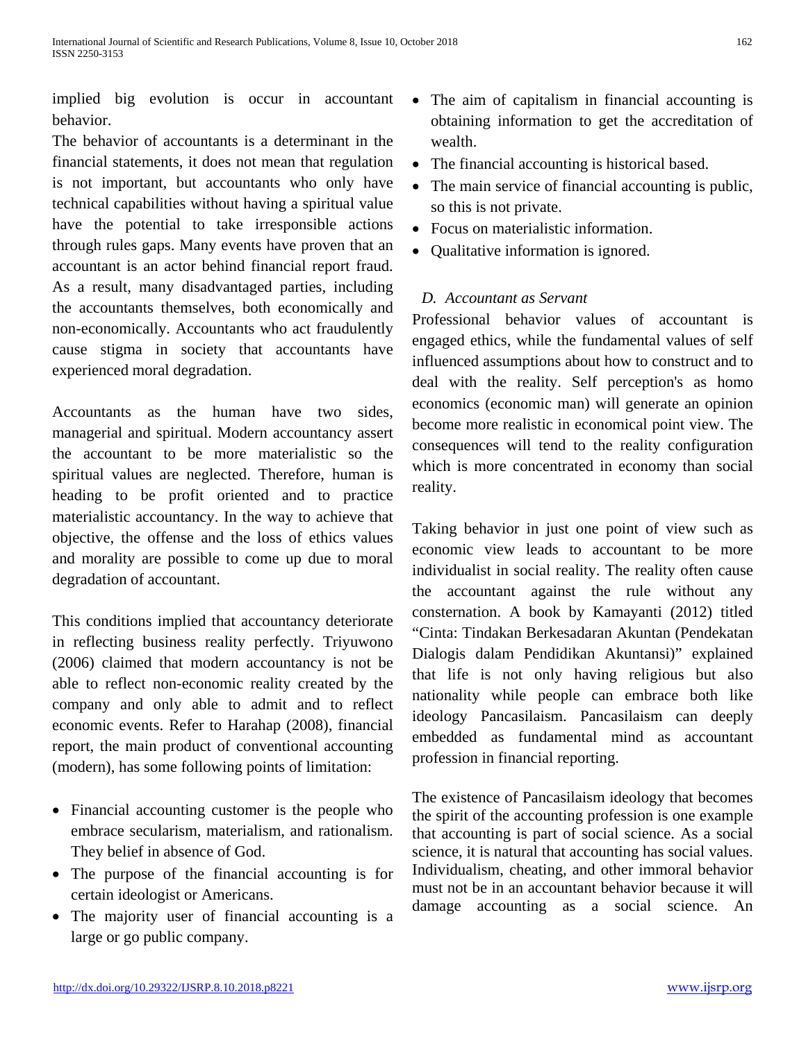implied big evolution is occur in accountant behavior.

The behavior of accountants is a determinant in the financial statements, it does not mean that regulation is not important, but accountants who only have technical capabilities without having a spiritual value have the potential to take irresponsible actions through rules gaps. Many events have proven that an accountant is an actor behind financial report fraud. As a result, many disadvantaged parties, including the accountants themselves, both economically and non-economically. Accountants who act fraudulently cause stigma in society that accountants have experienced moral degradation.

Accountants as the human have two sides, managerial and spiritual. Modern accountancy assert the accountant to be more materialistic so the spiritual values are neglected. Therefore, human is heading to be profit oriented and to practice materialistic accountancy. In the way to achieve that objective, the offense and the loss of ethics values and morality are possible to come up due to moral degradation of accountant.

This conditions implied that accountancy deteriorate in reflecting business reality perfectly. Triyuwono (2006) claimed that modern accountancy is not be able to reflect non-economic reality created by the company and only able to admit and to reflect economic events. Refer to Harahap (2008), financial report, the main product of conventional accounting (modern), has some following points of limitation:

- Financial accounting customer is the people who embrace secularism, materialism, and rationalism. They belief in absence of God.
- The purpose of the financial accounting is for certain ideologist or Americans.
- The majority user of financial accounting is a large or go public company.
- The aim of capitalism in financial accounting is obtaining information to get the accreditation of wealth.
- The financial accounting is historical based.
- The main service of financial accounting is public, so this is not private.
- Focus on materialistic information.
- Qualitative information is ignored.

### *D. Accountant as Servant*

Professional behavior values of accountant is engaged ethics, while the fundamental values of self influenced assumptions about how to construct and to deal with the reality. Self perception's as homo economics (economic man) will generate an opinion become more realistic in economical point view. The consequences will tend to the reality configuration which is more concentrated in economy than social reality.

Taking behavior in just one point of view such as economic view leads to accountant to be more individualist in social reality. The reality often cause the accountant against the rule without any consternation. A book by Kamayanti (2012) titled "Cinta: Tindakan Berkesadaran Akuntan (Pendekatan Dialogis dalam Pendidikan Akuntansi)" explained that life is not only having religious but also nationality while people can embrace both like ideology Pancasilaism. Pancasilaism can deeply embedded as fundamental mind as accountant profession in financial reporting.

The existence of Pancasilaism ideology that becomes the spirit of the accounting profession is one example that accounting is part of social science. As a social science, it is natural that accounting has social values. Individualism, cheating, and other immoral behavior must not be in an accountant behavior because it will damage accounting as a social science. An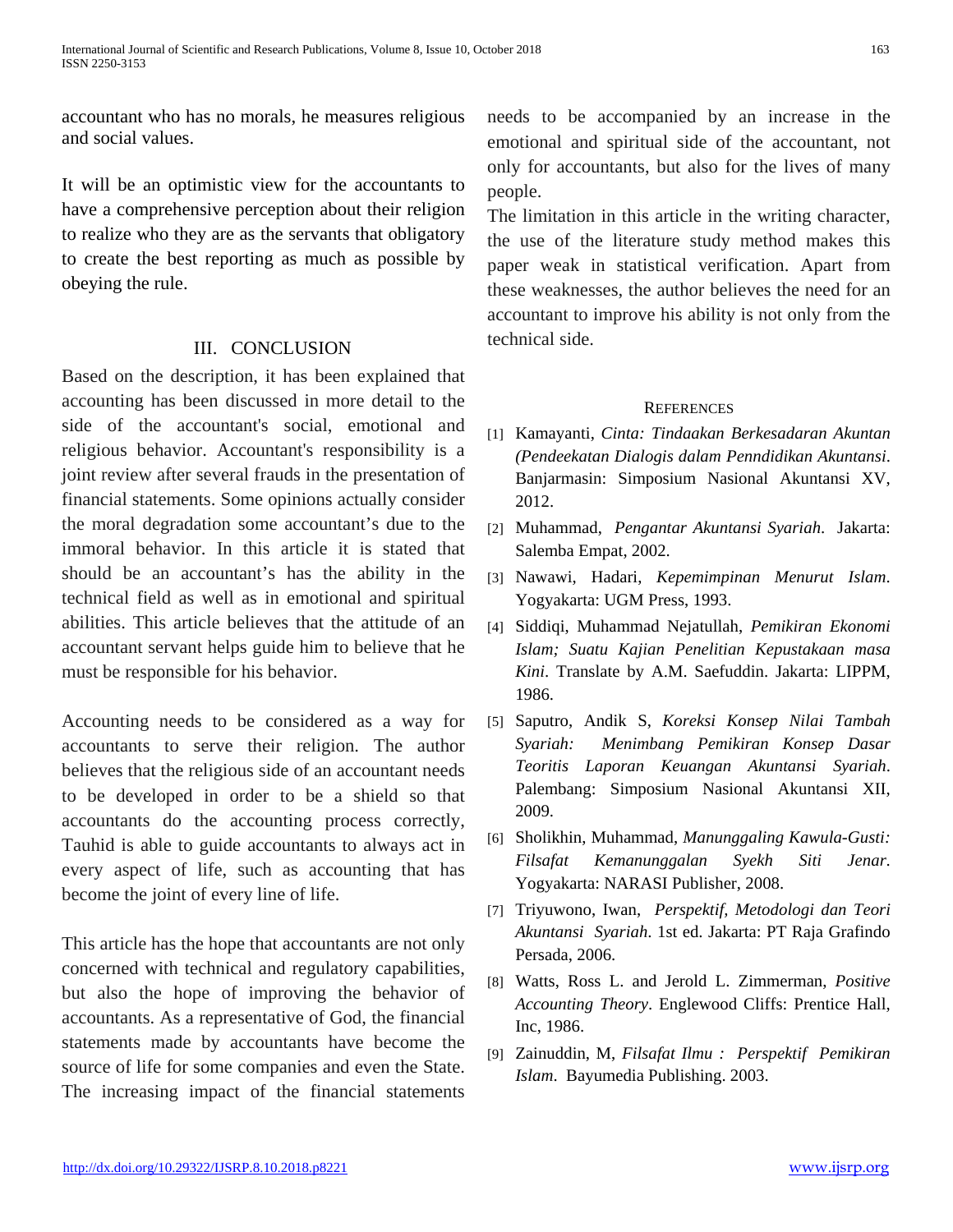accountant who has no morals, he measures religious and social values.

It will be an optimistic view for the accountants to have a comprehensive perception about their religion to realize who they are as the servants that obligatory to create the best reporting as much as possible by obeying the rule.

## III. CONCLUSION

Based on the description, it has been explained that accounting has been discussed in more detail to the side of the accountant's social, emotional and religious behavior. Accountant's responsibility is a joint review after several frauds in the presentation of financial statements. Some opinions actually consider the moral degradation some accountant's due to the immoral behavior. In this article it is stated that should be an accountant's has the ability in the technical field as well as in emotional and spiritual abilities. This article believes that the attitude of an accountant servant helps guide him to believe that he must be responsible for his behavior.

Accounting needs to be considered as a way for accountants to serve their religion. The author believes that the religious side of an accountant needs to be developed in order to be a shield so that accountants do the accounting process correctly, Tauhid is able to guide accountants to always act in every aspect of life, such as accounting that has become the joint of every line of life.

This article has the hope that accountants are not only concerned with technical and regulatory capabilities, but also the hope of improving the behavior of accountants. As a representative of God, the financial statements made by accountants have become the source of life for some companies and even the State. The increasing impact of the financial statements needs to be accompanied by an increase in the emotional and spiritual side of the accountant, not only for accountants, but also for the lives of many people.

The limitation in this article in the writing character, the use of the literature study method makes this paper weak in statistical verification. Apart from these weaknesses, the author believes the need for an accountant to improve his ability is not only from the technical side.

## REFERENCES

[1] Kamayanti, *Cinta: Tindaakan Berkesadaran Akuntan (Pendeekatan Dialogis dalam Penndidikan Akuntansi*. Banjarmasin: Simposium Nasional Akuntansi XV, 2012.

[2] Muhammad, *Pengantar Akuntansi Syariah*. Jakarta: Salemba Empat, 2002.

[3] Nawawi, Hadari, *Kepemimpinan Menurut Islam*. Yogyakarta: UGM Press, 1993.

[4] Siddiqi, Muhammad Nejatullah, *Pemikiran Ekonomi Islam; Suatu Kajian Penelitian Kepustakaan masa Kini*. Translate by A.M. Saefuddin. Jakarta: LIPPM, 1986.

[5] Saputro, Andik S, *Koreksi Konsep Nilai Tambah Syariah: Menimbang Pemikiran Konsep Dasar Teoritis Laporan Keuangan Akuntansi Syariah*. Palembang: Simposium Nasional Akuntansi XII, 2009.

[6] Sholikhin, Muhammad, *Manunggaling Kawula-Gusti: Filsafat Kemanunggalan Syekh Siti Jenar*. Yogyakarta: NARASI Publisher, 2008.

[7] Triyuwono, Iwan, *Perspektif, Metodologi dan Teori Akuntansi Syariah*. 1st ed. Jakarta: PT Raja Grafindo Persada, 2006.

[8] Watts, Ross L. and Jerold L. Zimmerman, *Positive Accounting Theory*. Englewood Cliffs: Prentice Hall, Inc, 1986.

[9] Zainuddin, M, *Filsafat Ilmu : Perspektif Pemikiran Islam*. Bayumedia Publishing. 2003.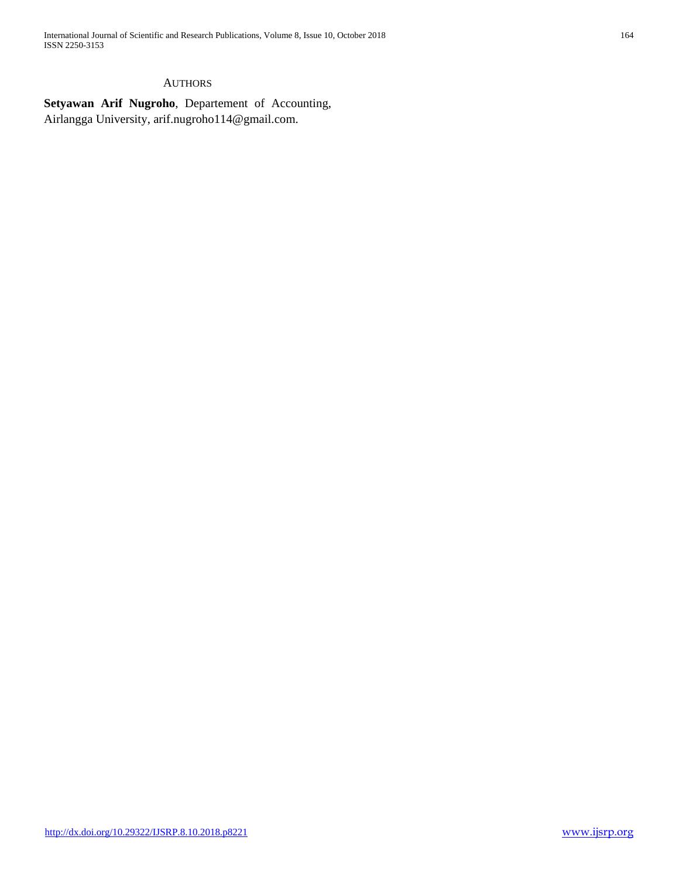## AUTHORS

**Setyawan Arif Nugroho**, Departement of Accounting, Airlangga University, arif.nugroho114@gmail.com.